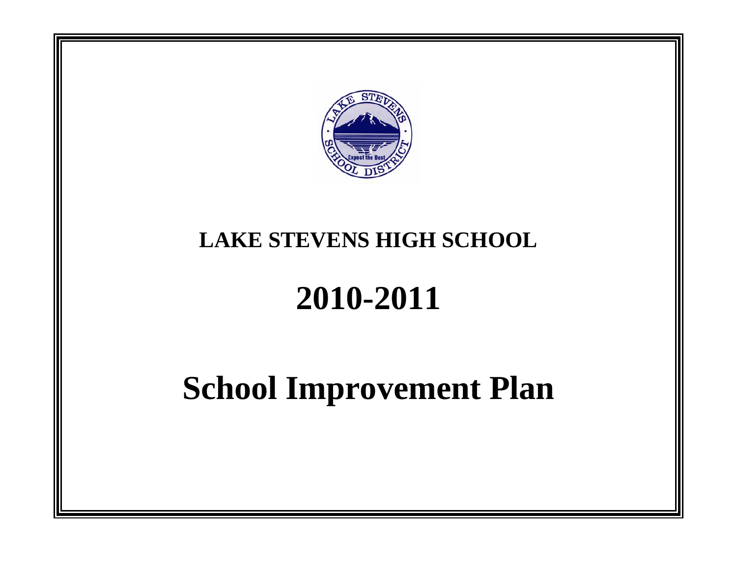# LAKE STEVENS HIGH SCHOOL

# 2010-2011

# School Improvement Plan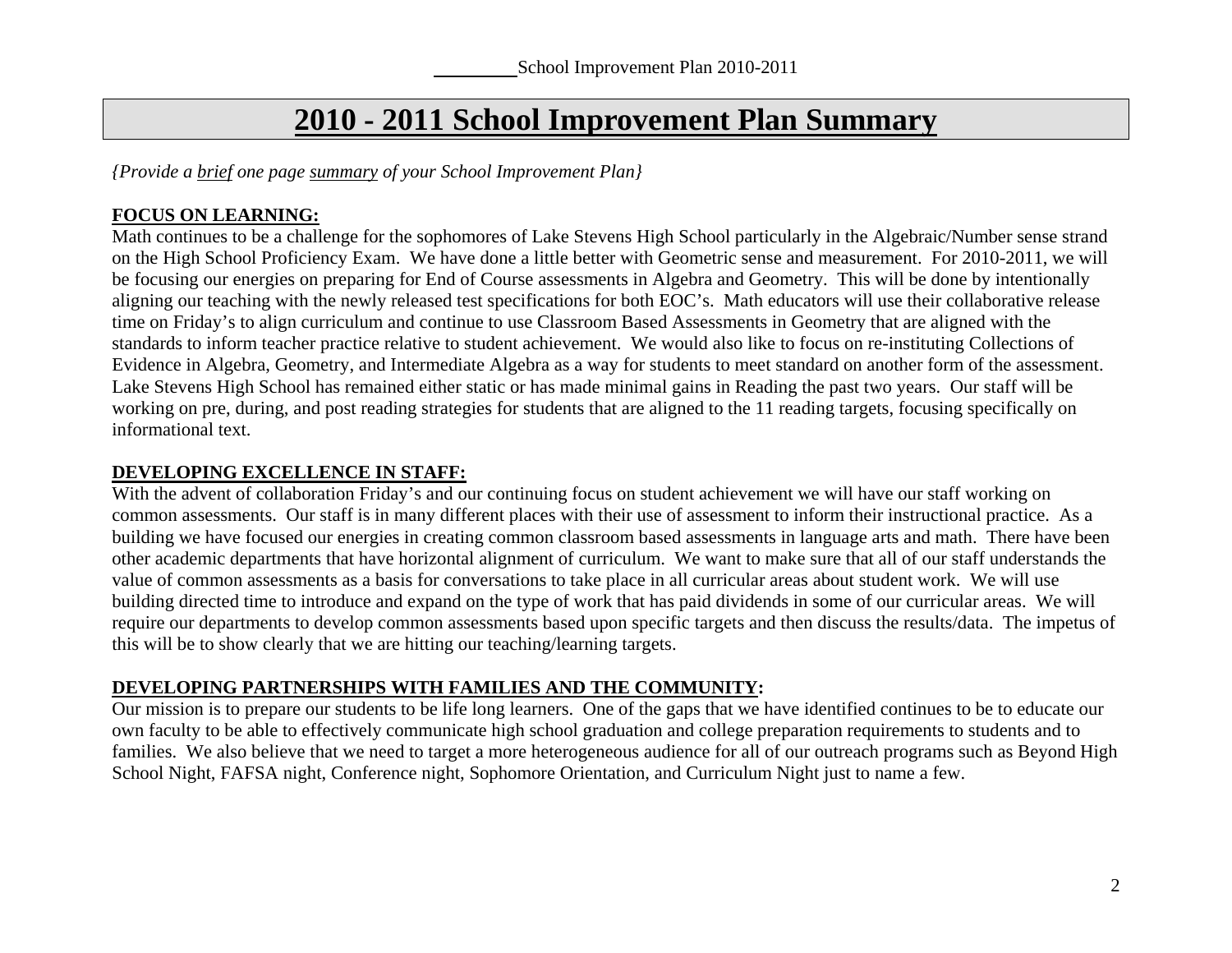# 2010 - 2011 School Improvement Plan Summary

*{Provide a brief one page summary of your School Improvement Plan}*

**FOCUS ON LEARNING:**

Math continues to be a challenge for the sophomores of Lake Stevens High School particularly in the Algebraic/Number sense strand on the High School Proficiency Exam. We have done a little better with Geometric sense and measurement. For 2010-2011, we will be focusing our energies on preparing for End of Course assessments in Algebra and Geometry. This will be done by intentionally aligning our teaching with the newly released test specifications for both EOC's. Math educators will use their collaborative release time on Friday's to align curriculum and continue to use Classroom Based Assessments in Geometry that are aligned with the standards to inform teacher practice relative to student achievement. We would also like to focus on re-instituting Collections of Evidence in Algebra, Geometry, and Intermediate Algebra as a way for students to meet standard on another form of the assessment. Lake Stevens High School has remained either static or has made minimal gains in Reading the past two years. Our staff will be working on pre, during, and post reading strategies for students that are aligned to the 11 reading targets, focusing specifically on informational text.

**DEVELOPING EXCELLENCE IN STAFF:**

With the advent of collaboration Friday's and our continuing focus on student achievement we will have our staff working on common assessments. Our staff is in many different places with their use of assessment to inform their instructional practice. As a building we have focused our energies in creating common classroom based assessments in language arts and math. There have been other academic departments that have horizontal alignment of curriculum. We want to make sure that all of our staff understands the value of common assessments as a basis for conversations to take place in all curricular areas about student work. We will use building directed time to introduce and expand on the type of work that has paid dividends in some of our curricular areas. We will require our departments to develop common assessments based upon specific targets and then discuss the results/data. The impetus of this will be to show clearly that we are hitting our teaching/learning targets.

**DEVELOPING PARTNERSHIPS WITH FAMILIES AND THE COMMUNITY:**

Our mission is to prepare our students to be life long learners. One of the gaps that we have identified continues to be to educate our own faculty to be able to effectively communicate high school graduation and college preparation requirements to students and to families. We also believe that we need to target a more heterogeneous audience for all of our outreach programs such as Beyond High School Night, FAFSA night, Conference night, Sophomore Orientation, and Curriculum Night just to name a few.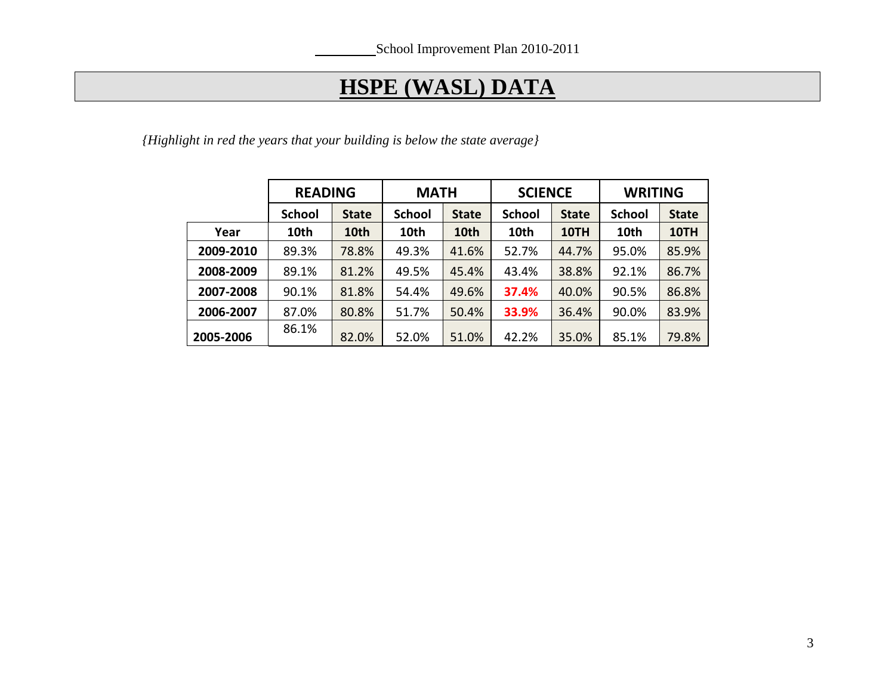# HSPE (WASL) DATA

*{Highlight in red the years that your building is below the state average}*

| | READING | | MATH | | SCIENCE | | WRITING | |
|---|---|---|---|---|---|---|---|---|
| | School | State | School | State | School | State | School | State |
| Year | 10th | 10th | 10th | 10th | 10th | 10TH | 10th | 10TH |
| 2009-2010 | 89.3% | 78.8% | 49.3% | 41.6% | 52.7% | 44.7% | 95.0% | 85.9% |
| 2008-2009 | 89.1% | 81.2% | 49.5% | 45.4% | 43.4% | 38.8% | 92.1% | 86.7% |
| 2007-2008 | 90.1% | 81.8% | 54.4% | 49.6% | **37.4%** | 40.0% | 90.5% | 86.8% |
| 2006-2007 | 87.0% | 80.8% | 51.7% | 50.4% | **33.9%** | 36.4% | 90.0% | 83.9% |
| 2005-2006 | 86.1% | 82.0% | 52.0% | 51.0% | 42.2% | 35.0% | 85.1% | 79.8% |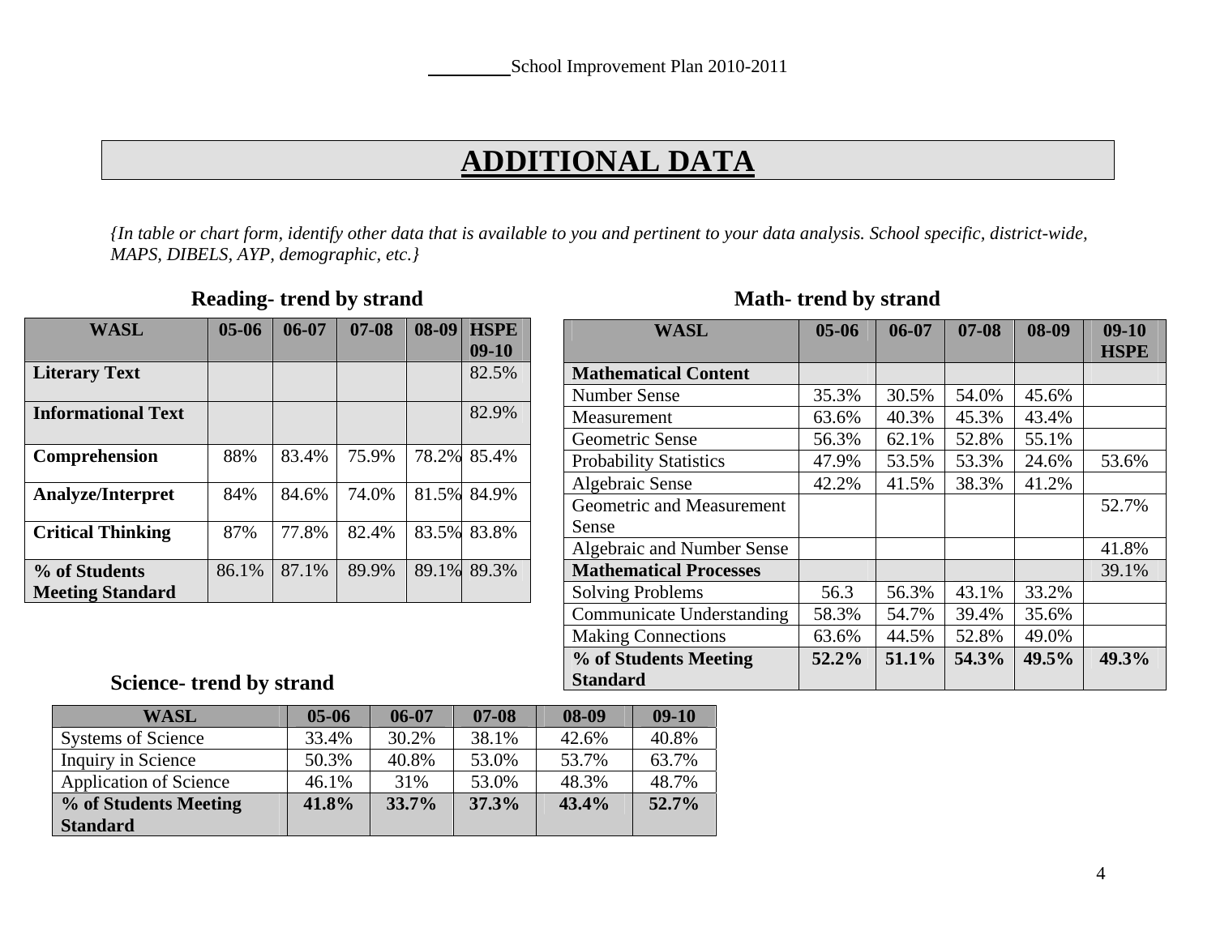______School Improvement Plan 2010-2011

# ADDITIONAL DATA

*{In table or chart form, identify other data that is available to you and pertinent to your data analysis. School specific, district-wide, MAPS, DIBELS, AYP, demographic, etc.}*

### Reading- trend by strand

| WASL | 05-06 | 06-07 | 07-08 | 08-09 | HSPE 09-10 |
|---|---|---|---|---|---|
| **Literary Text** | | | | | 82.5% |
| **Informational Text** | | | | | 82.9% |
| **Comprehension** | 88% | 83.4% | 75.9% | 78.2% | 85.4% |
| **Analyze/Interpret** | 84% | 84.6% | 74.0% | 81.5% | 84.9% |
| **Critical Thinking** | 87% | 77.8% | 82.4% | 83.5% | 83.8% |
| **% of Students Meeting Standard** | 86.1% | 87.1% | 89.9% | 89.1% | 89.3% |

### Math- trend by strand

| WASL | 05-06 | 06-07 | 07-08 | 08-09 | 09-10 HSPE |
|---|---|---|---|---|---|
| **Mathematical Content** | | | | | |
| Number Sense | 35.3% | 30.5% | 54.0% | 45.6% | |
| Measurement | 63.6% | 40.3% | 45.3% | 43.4% | |
| Geometric Sense | 56.3% | 62.1% | 52.8% | 55.1% | |
| Probability Statistics | 47.9% | 53.5% | 53.3% | 24.6% | 53.6% |
| Algebraic Sense | 42.2% | 41.5% | 38.3% | 41.2% | |
| Geometric and Measurement Sense | | | | | 52.7% |
| Algebraic and Number Sense | | | | | 41.8% |
| **Mathematical Processes** | | | | | 39.1% |
| Solving Problems | 56.3 | 56.3% | 43.1% | 33.2% | |
| Communicate Understanding | 58.3% | 54.7% | 39.4% | 35.6% | |
| Making Connections | 63.6% | 44.5% | 52.8% | 49.0% | |
| **% of Students Meeting Standard** | **52.2%** | **51.1%** | **54.3%** | **49.5%** | **49.3%** |

### Science- trend by strand

| WASL | 05-06 | 06-07 | 07-08 | 08-09 | 09-10 |
|---|---|---|---|---|---|
| Systems of Science | 33.4% | 30.2% | 38.1% | 42.6% | 40.8% |
| Inquiry in Science | 50.3% | 40.8% | 53.0% | 53.7% | 63.7% |
| Application of Science | 46.1% | 31% | 53.0% | 48.3% | 48.7% |
| **% of Students Meeting Standard** | **41.8%** | **33.7%** | **37.3%** | **43.4%** | **52.7%** |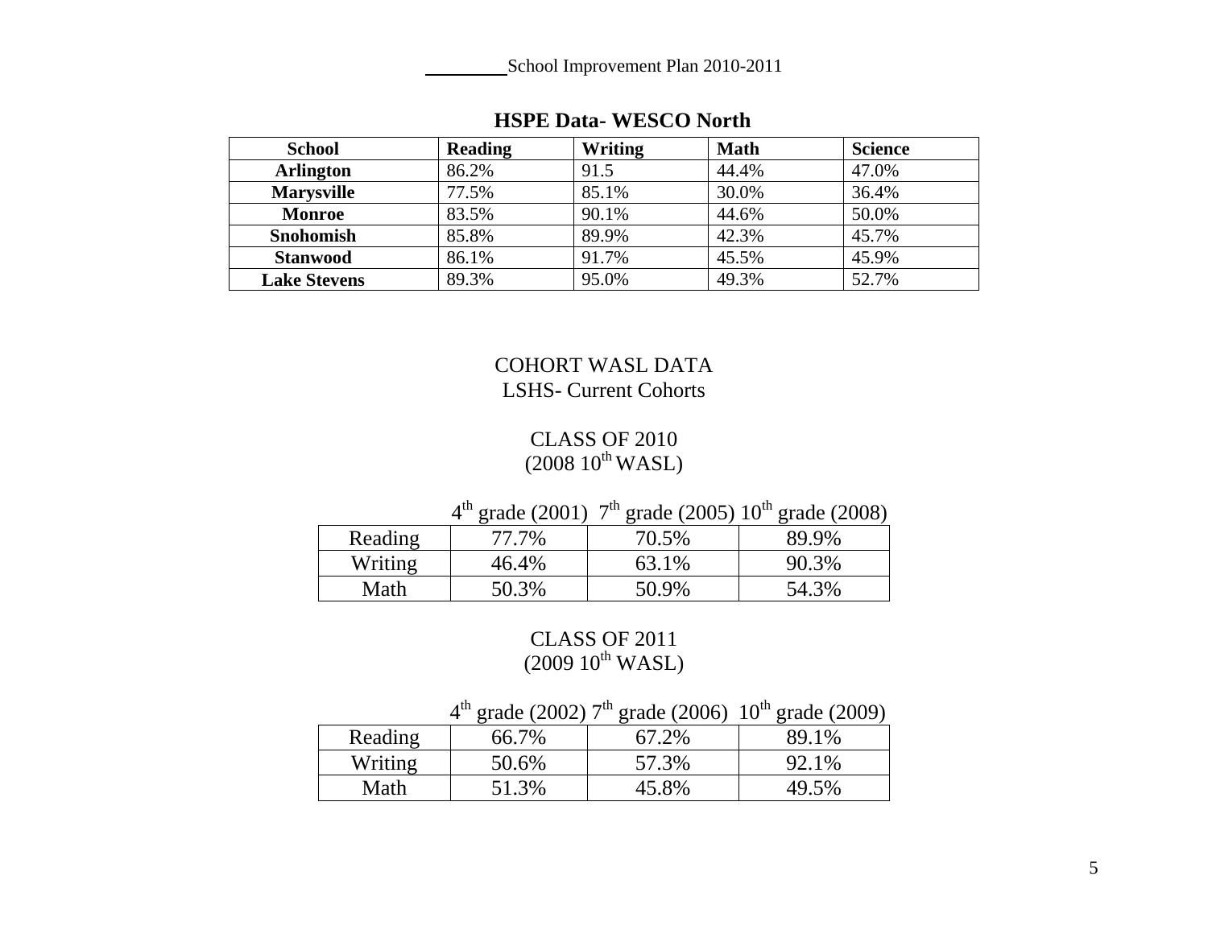## HSPE Data- WESCO North

| School | Reading | Writing | Math | Science |
|---|---|---|---|---|
| Arlington | 86.2% | 91.5 | 44.4% | 47.0% |
| Marysville | 77.5% | 85.1% | 30.0% | 36.4% |
| Monroe | 83.5% | 90.1% | 44.6% | 50.0% |
| Snohomish | 85.8% | 89.9% | 42.3% | 45.7% |
| Stanwood | 86.1% | 91.7% | 45.5% | 45.9% |
| Lake Stevens | 89.3% | 95.0% | 49.3% | 52.7% |

COHORT WASL DATA
LSHS- Current Cohorts

CLASS OF 2010
(2008 10th WASL)

| | 4th grade (2001) | 7th grade (2005) | 10th grade (2008) |
|---|---|---|---|
| Reading | 77.7% | 70.5% | 89.9% |
| Writing | 46.4% | 63.1% | 90.3% |
| Math | 50.3% | 50.9% | 54.3% |

CLASS OF 2011
(2009 10th WASL)

| | 4th grade (2002) | 7th grade (2006) | 10th grade (2009) |
|---|---|---|---|
| Reading | 66.7% | 67.2% | 89.1% |
| Writing | 50.6% | 57.3% | 92.1% |
| Math | 51.3% | 45.8% | 49.5% |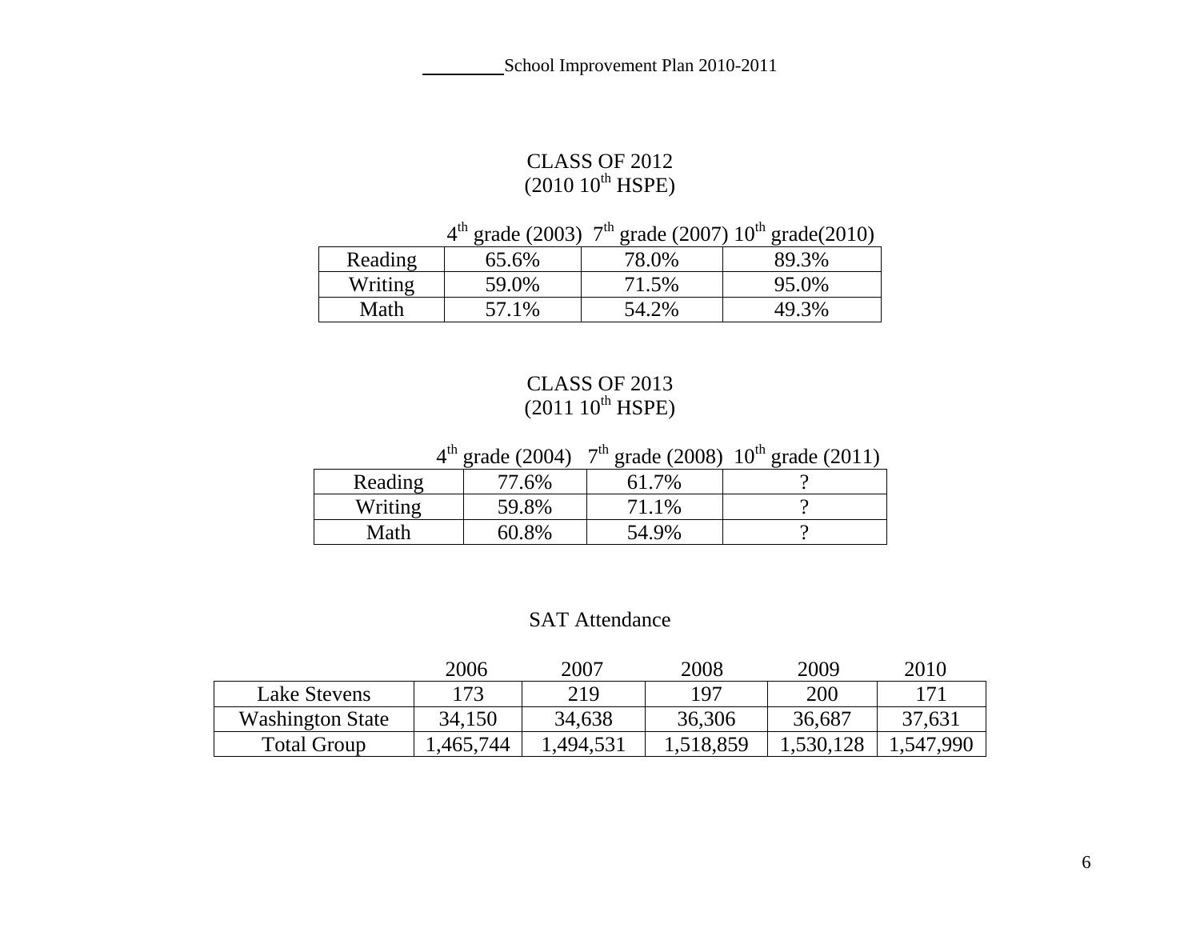## CLASS OF 2012
### (2010 10th HSPE)

| | 4th grade (2003) | 7th grade (2007) | 10th grade(2010) |
|---|---|---|---|
| Reading | 65.6% | 78.0% | 89.3% |
| Writing | 59.0% | 71.5% | 95.0% |
| Math | 57.1% | 54.2% | 49.3% |

## CLASS OF 2013
### (2011 10th HSPE)

| | 4th grade (2004) | 7th grade (2008) | 10th grade (2011) |
|---|---|---|---|
| Reading | 77.6% | 61.7% | ? |
| Writing | 59.8% | 71.1% | ? |
| Math | 60.8% | 54.9% | ? |

## SAT Attendance

| | 2006 | 2007 | 2008 | 2009 | 2010 |
|---|---|---|---|---|---|
| Lake Stevens | 173 | 219 | 197 | 200 | 171 |
| Washington State | 34,150 | 34,638 | 36,306 | 36,687 | 37,631 |
| Total Group | 1,465,744 | 1,494,531 | 1,518,859 | 1,530,128 | 1,547,990 |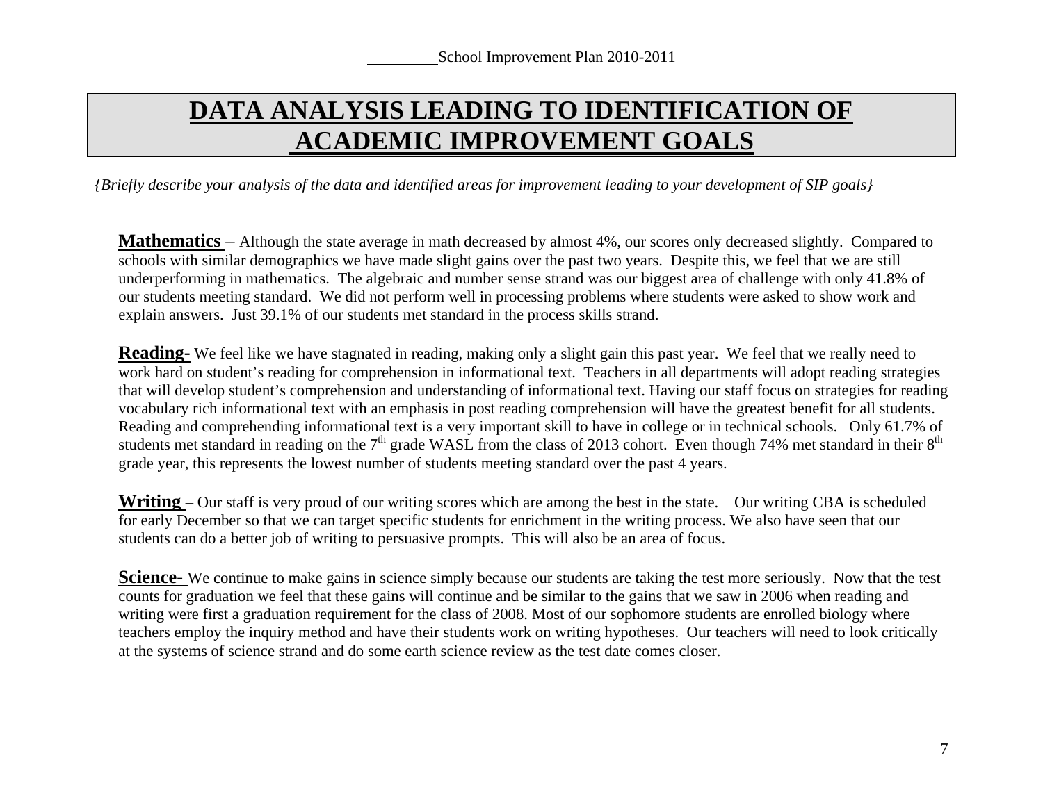# DATA ANALYSIS LEADING TO IDENTIFICATION OF ACADEMIC IMPROVEMENT GOALS

*{Briefly describe your analysis of the data and identified areas for improvement leading to your development of SIP goals}*

**Mathematics** – Although the state average in math decreased by almost 4%, our scores only decreased slightly. Compared to schools with similar demographics we have made slight gains over the past two years. Despite this, we feel that we are still underperforming in mathematics. The algebraic and number sense strand was our biggest area of challenge with only 41.8% of our students meeting standard. We did not perform well in processing problems where students were asked to show work and explain answers. Just 39.1% of our students met standard in the process skills strand.

**Reading-** We feel like we have stagnated in reading, making only a slight gain this past year. We feel that we really need to work hard on student's reading for comprehension in informational text. Teachers in all departments will adopt reading strategies that will develop student's comprehension and understanding of informational text. Having our staff focus on strategies for reading vocabulary rich informational text with an emphasis in post reading comprehension will have the greatest benefit for all students. Reading and comprehending informational text is a very important skill to have in college or in technical schools. Only 61.7% of students met standard in reading on the 7th grade WASL from the class of 2013 cohort. Even though 74% met standard in their 8th grade year, this represents the lowest number of students meeting standard over the past 4 years.

**Writing** – Our staff is very proud of our writing scores which are among the best in the state. Our writing CBA is scheduled for early December so that we can target specific students for enrichment in the writing process. We also have seen that our students can do a better job of writing to persuasive prompts. This will also be an area of focus.

**Science-** We continue to make gains in science simply because our students are taking the test more seriously. Now that the test counts for graduation we feel that these gains will continue and be similar to the gains that we saw in 2006 when reading and writing were first a graduation requirement for the class of 2008. Most of our sophomore students are enrolled biology where teachers employ the inquiry method and have their students work on writing hypotheses. Our teachers will need to look critically at the systems of science strand and do some earth science review as the test date comes closer.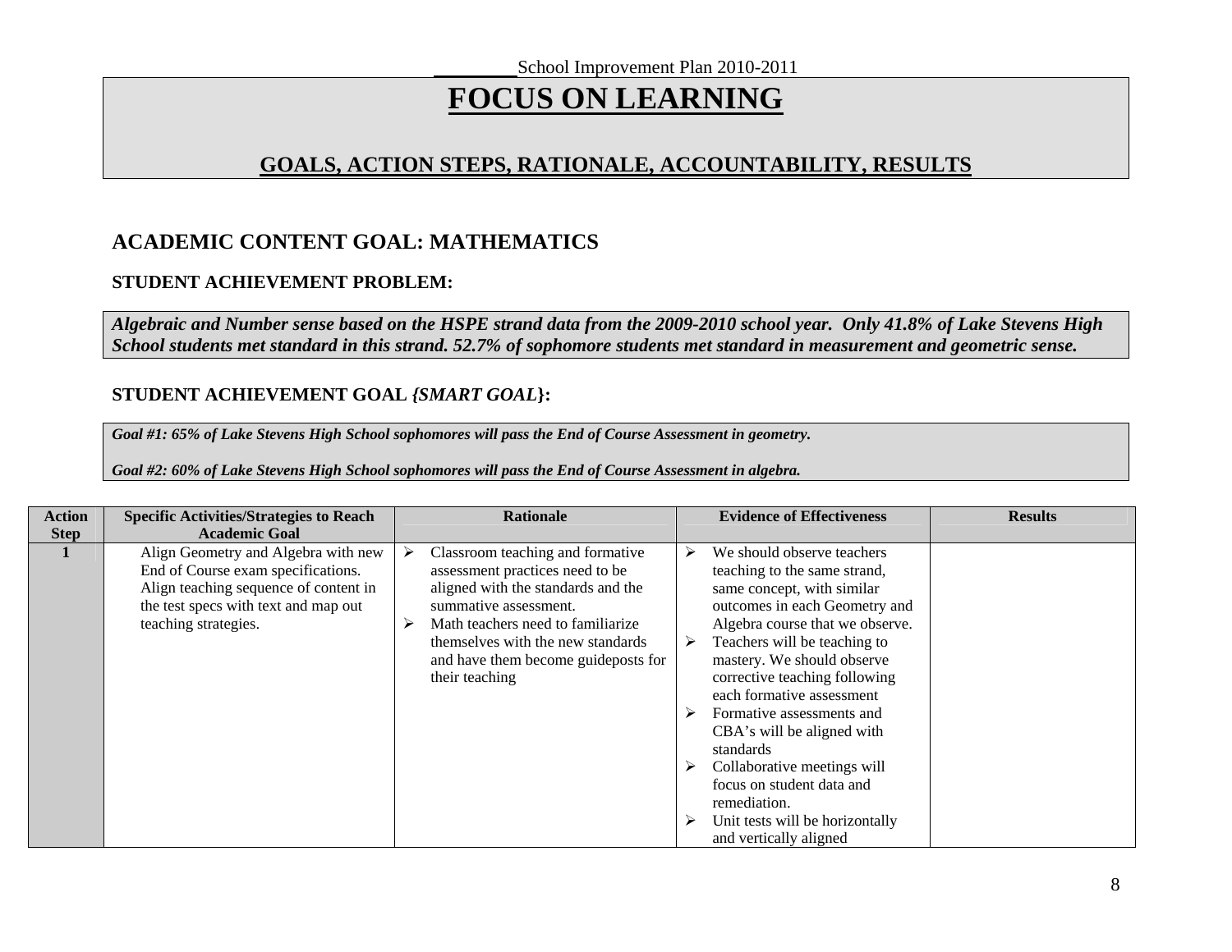_______School Improvement Plan 2010-2011

# FOCUS ON LEARNING

## GOALS, ACTION STEPS, RATIONALE, ACCOUNTABILITY, RESULTS

### ACADEMIC CONTENT GOAL: MATHEMATICS

**STUDENT ACHIEVEMENT PROBLEM:**

***Algebraic and Number sense based on the HSPE strand data from the 2009-2010 school year. Only 41.8% of Lake Stevens High School students met standard in this strand. 52.7% of sophomore students met standard in measurement and geometric sense.***

**STUDENT ACHIEVEMENT GOAL *{SMART GOAL}*:**

***Goal #1: 65% of Lake Stevens High School sophomores will pass the End of Course Assessment in geometry.***

***Goal #2: 60% of Lake Stevens High School sophomores will pass the End of Course Assessment in algebra.***

| Action Step | Specific Activities/Strategies to Reach Academic Goal | Rationale | Evidence of Effectiveness | Results |
|---|---|---|---|---|
| **1** | Align Geometry and Algebra with new End of Course exam specifications. Align teaching sequence of content in the test specs with text and map out teaching strategies. | ➢ Classroom teaching and formative assessment practices need to be aligned with the standards and the summative assessment.<br>➢ Math teachers need to familiarize themselves with the new standards and have them become guideposts for their teaching | ➢ We should observe teachers teaching to the same strand, same concept, with similar outcomes in each Geometry and Algebra course that we observe.<br>➢ Teachers will be teaching to mastery. We should observe corrective teaching following each formative assessment<br>➢ Formative assessments and CBA's will be aligned with standards<br>➢ Collaborative meetings will focus on student data and remediation.<br>➢ Unit tests will be horizontally and vertically aligned | |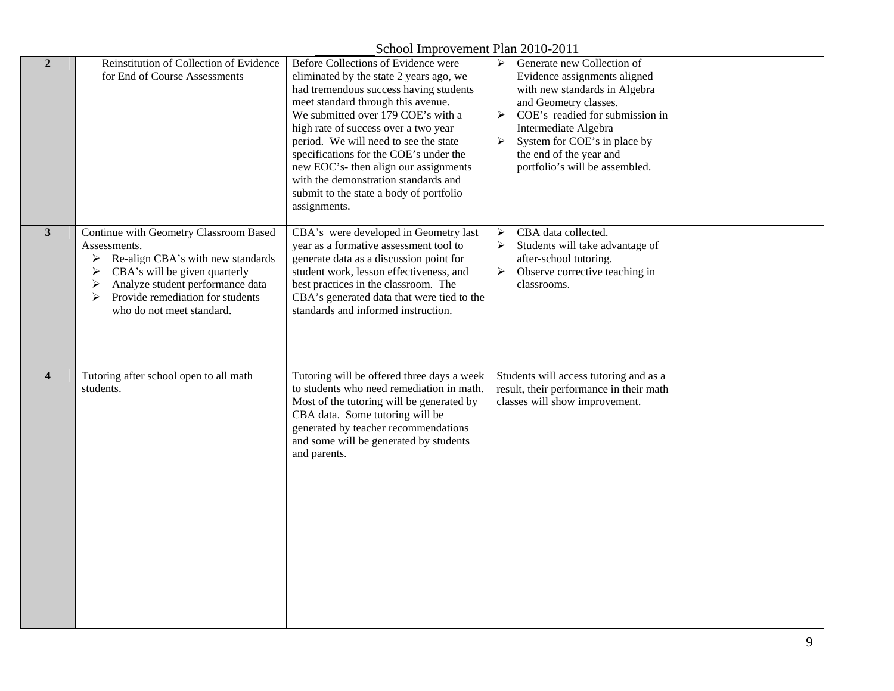| | | | | |
|---|---|---|---|---|
| **2** | Reinstitution of Collection of Evidence for End of Course Assessments | Before Collections of Evidence were eliminated by the state 2 years ago, we had tremendous success having students meet standard through this avenue. We submitted over 179 COE's with a high rate of success over a two year period. We will need to see the state specifications for the COE's under the new EOC's- then align our assignments with the demonstration standards and submit to the state a body of portfolio assignments. | ➢ Generate new Collection of Evidence assignments aligned with new standards in Algebra and Geometry classes.<br>➢ COE's readied for submission in Intermediate Algebra<br>➢ System for COE's in place by the end of the year and portfolio's will be assembled. | |
| **3** | Continue with Geometry Classroom Based Assessments.<br>➢ Re-align CBA's with new standards<br>➢ CBA's will be given quarterly<br>➢ Analyze student performance data<br>➢ Provide remediation for students who do not meet standard. | CBA's were developed in Geometry last year as a formative assessment tool to generate data as a discussion point for student work, lesson effectiveness, and best practices in the classroom. The CBA's generated data that were tied to the standards and informed instruction. | ➢ CBA data collected.<br>➢ Students will take advantage of after-school tutoring.<br>➢ Observe corrective teaching in classrooms. | |
| **4** | Tutoring after school open to all math students. | Tutoring will be offered three days a week to students who need remediation in math. Most of the tutoring will be generated by CBA data. Some tutoring will be generated by teacher recommendations and some will be generated by students and parents. | Students will access tutoring and as a result, their performance in their math classes will show improvement. | |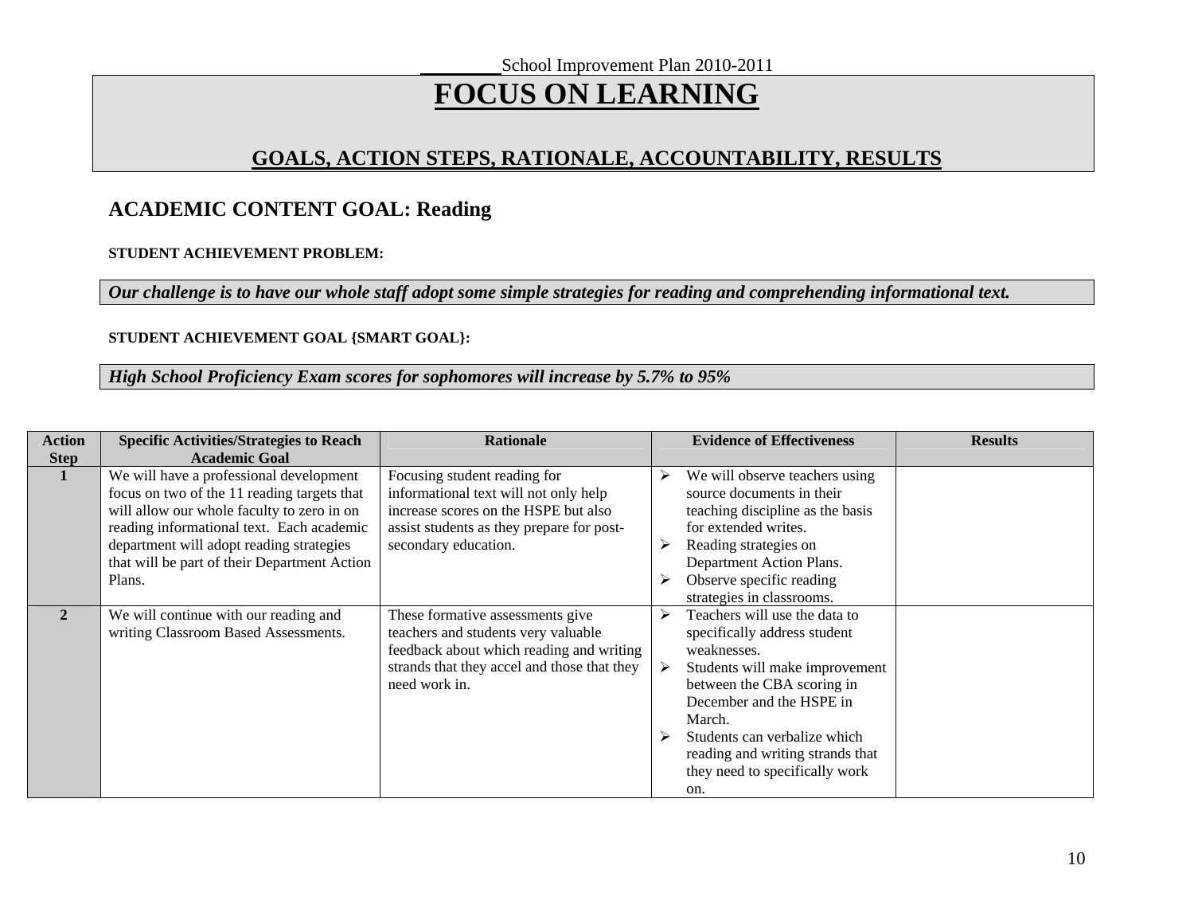_______School Improvement Plan 2010-2011

# FOCUS ON LEARNING

## GOALS, ACTION STEPS, RATIONALE, ACCOUNTABILITY, RESULTS

### ACADEMIC CONTENT GOAL: Reading

**STUDENT ACHIEVEMENT PROBLEM:**

***Our challenge is to have our whole staff adopt some simple strategies for reading and comprehending informational text.***

**STUDENT ACHIEVEMENT GOAL {SMART GOAL}:**

***High School Proficiency Exam scores for sophomores will increase by 5.7% to 95%***

| Action Step | Specific Activities/Strategies to Reach Academic Goal | Rationale | Evidence of Effectiveness | Results |
|---|---|---|---|---|
| **1** | We will have a professional development focus on two of the 11 reading targets that will allow our whole faculty to zero in on reading informational text. Each academic department will adopt reading strategies that will be part of their Department Action Plans. | Focusing student reading for informational text will not only help increase scores on the HSPE but also assist students as they prepare for post-secondary education. | ➢ We will observe teachers using source documents in their teaching discipline as the basis for extended writes.<br>➢ Reading strategies on Department Action Plans.<br>➢ Observe specific reading strategies in classrooms. | |
| **2** | We will continue with our reading and writing Classroom Based Assessments. | These formative assessments give teachers and students very valuable feedback about which reading and writing strands that they accel and those that they need work in. | ➢ Teachers will use the data to specifically address student weaknesses.<br>➢ Students will make improvement between the CBA scoring in December and the HSPE in March.<br>➢ Students can verbalize which reading and writing strands that they need to specifically work on. | |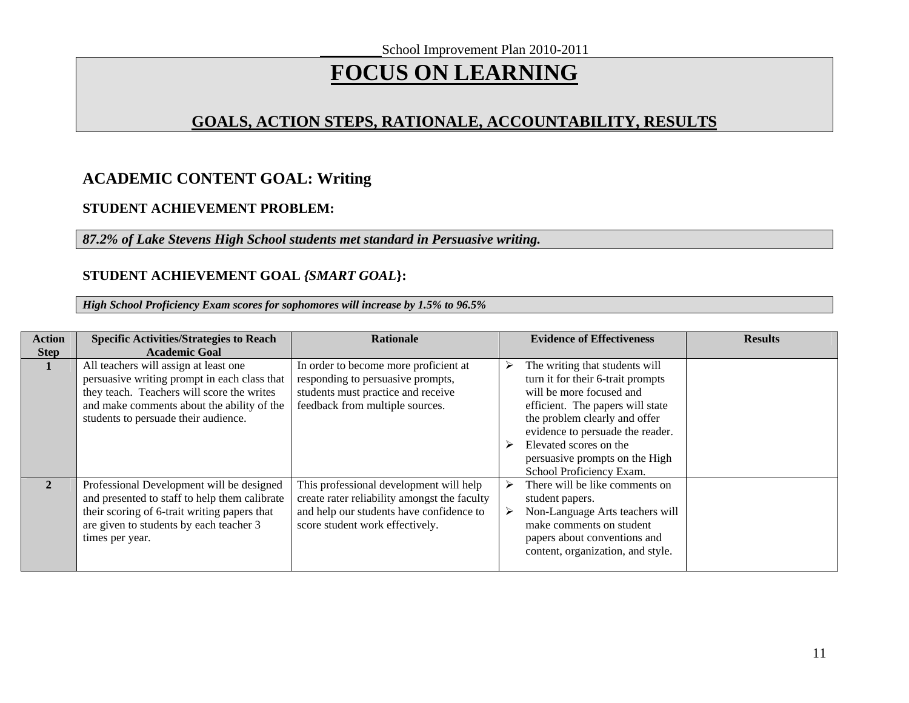\_\_\_\_\_\_\_\_ School Improvement Plan 2010-2011

# FOCUS ON LEARNING

## GOALS, ACTION STEPS, RATIONALE, ACCOUNTABILITY, RESULTS

### ACADEMIC CONTENT GOAL: Writing

**STUDENT ACHIEVEMENT PROBLEM:**

***87.2% of Lake Stevens High School students met standard in Persuasive writing.***

**STUDENT ACHIEVEMENT GOAL *{SMART GOAL}*:**

***High School Proficiency Exam scores for sophomores will increase by 1.5% to 96.5%***

| Action Step | Specific Activities/Strategies to Reach Academic Goal | Rationale | Evidence of Effectiveness | Results |
|---|---|---|---|---|
| **1** | All teachers will assign at least one persuasive writing prompt in each class that they teach. Teachers will score the writes and make comments about the ability of the students to persuade their audience. | In order to become more proficient at responding to persuasive prompts, students must practice and receive feedback from multiple sources. | ➢ The writing that students will turn it for their 6-trait prompts will be more focused and efficient. The papers will state the problem clearly and offer evidence to persuade the reader.<br>➢ Elevated scores on the persuasive prompts on the High School Proficiency Exam. | |
| **2** | Professional Development will be designed and presented to staff to help them calibrate their scoring of 6-trait writing papers that are given to students by each teacher 3 times per year. | This professional development will help create rater reliability amongst the faculty and help our students have confidence to score student work effectively. | ➢ There will be like comments on student papers.<br>➢ Non-Language Arts teachers will make comments on student papers about conventions and content, organization, and style. | |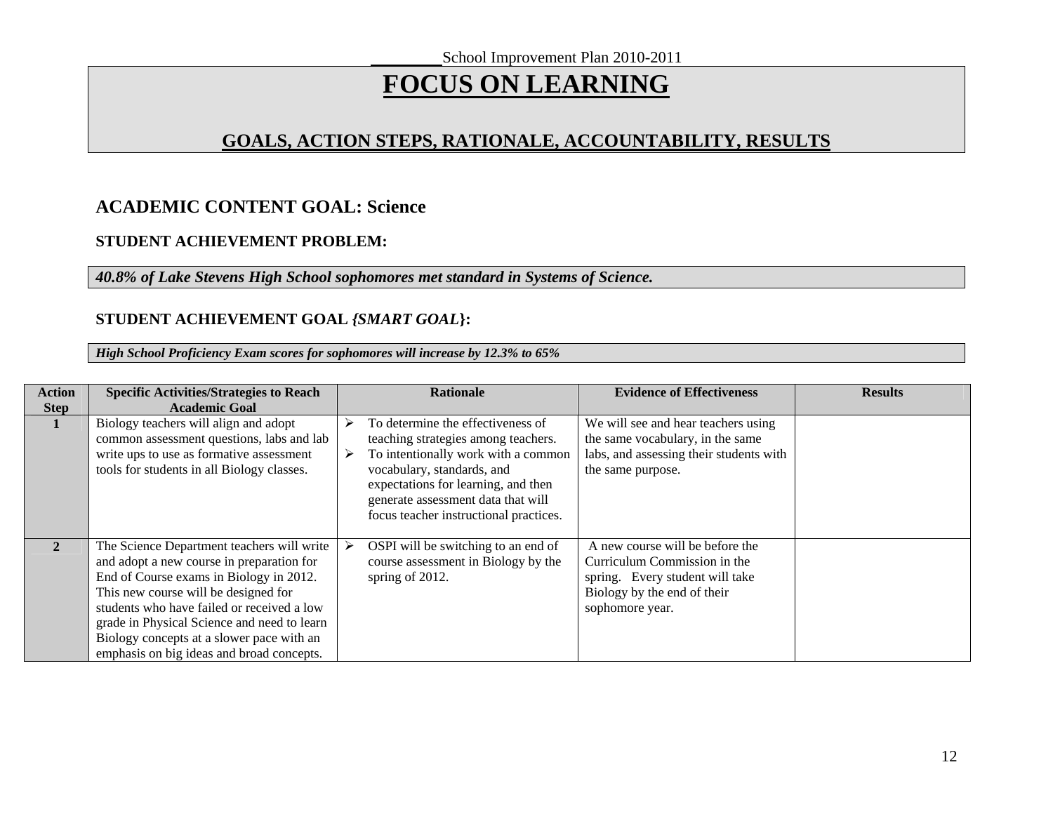________ School Improvement Plan 2010-2011

# FOCUS ON LEARNING

## GOALS, ACTION STEPS, RATIONALE, ACCOUNTABILITY, RESULTS

### ACADEMIC CONTENT GOAL: Science

**STUDENT ACHIEVEMENT PROBLEM:**

***40.8% of Lake Stevens High School sophomores met standard in Systems of Science.***

**STUDENT ACHIEVEMENT GOAL *{SMART GOAL}*:**

***High School Proficiency Exam scores for sophomores will increase by 12.3% to 65%***

| Action Step | Specific Activities/Strategies to Reach Academic Goal | Rationale | Evidence of Effectiveness | Results |
|---|---|---|---|---|
| **1** | Biology teachers will align and adopt common assessment questions, labs and lab write ups to use as formative assessment tools for students in all Biology classes. | ➢ To determine the effectiveness of teaching strategies among teachers.<br>➢ To intentionally work with a common vocabulary, standards, and expectations for learning, and then generate assessment data that will focus teacher instructional practices. | We will see and hear teachers using the same vocabulary, in the same labs, and assessing their students with the same purpose. | |
| **2** | The Science Department teachers will write and adopt a new course in preparation for End of Course exams in Biology in 2012. This new course will be designed for students who have failed or received a low grade in Physical Science and need to learn Biology concepts at a slower pace with an emphasis on big ideas and broad concepts. | ➢ OSPI will be switching to an end of course assessment in Biology by the spring of 2012. | A new course will be before the Curriculum Commission in the spring. Every student will take Biology by the end of their sophomore year. | |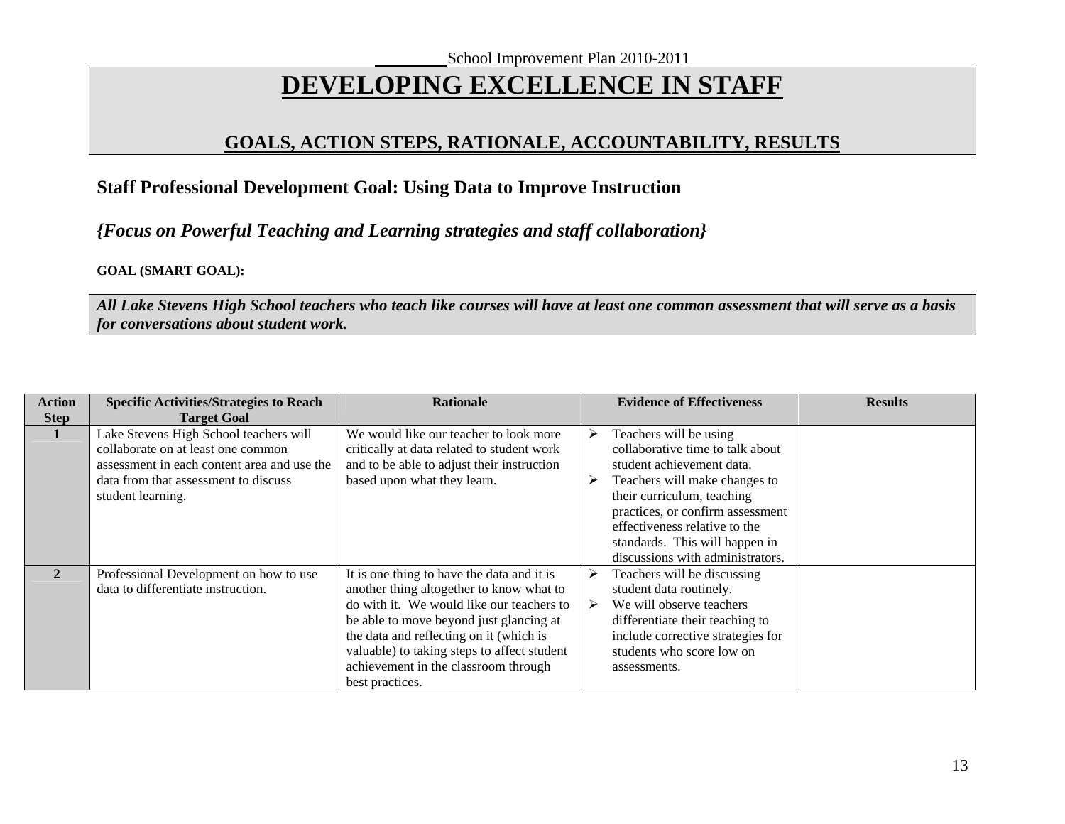______ School Improvement Plan 2010-2011

# DEVELOPING EXCELLENCE IN STAFF

## GOALS, ACTION STEPS, RATIONALE, ACCOUNTABILITY, RESULTS

### Staff Professional Development Goal: Using Data to Improve Instruction

### *{Focus on Powerful Teaching and Learning strategies and staff collaboration}*

**GOAL (SMART GOAL):**

***All Lake Stevens High School teachers who teach like courses will have at least one common assessment that will serve as a basis for conversations about student work.***

| Action Step | Specific Activities/Strategies to Reach Target Goal | Rationale | Evidence of Effectiveness | Results |
|---|---|---|---|---|
| **1** | Lake Stevens High School teachers will collaborate on at least one common assessment in each content area and use the data from that assessment to discuss student learning. | We would like our teacher to look more critically at data related to student work and to be able to adjust their instruction based upon what they learn. | ➢ Teachers will be using collaborative time to talk about student achievement data.<br>➢ Teachers will make changes to their curriculum, teaching practices, or confirm assessment effectiveness relative to the standards. This will happen in discussions with administrators. | |
| **2** | Professional Development on how to use data to differentiate instruction. | It is one thing to have the data and it is another thing altogether to know what to do with it. We would like our teachers to be able to move beyond just glancing at the data and reflecting on it (which is valuable) to taking steps to affect student achievement in the classroom through best practices. | ➢ Teachers will be discussing student data routinely.<br>➢ We will observe teachers differentiate their teaching to include corrective strategies for students who score low on assessments. | |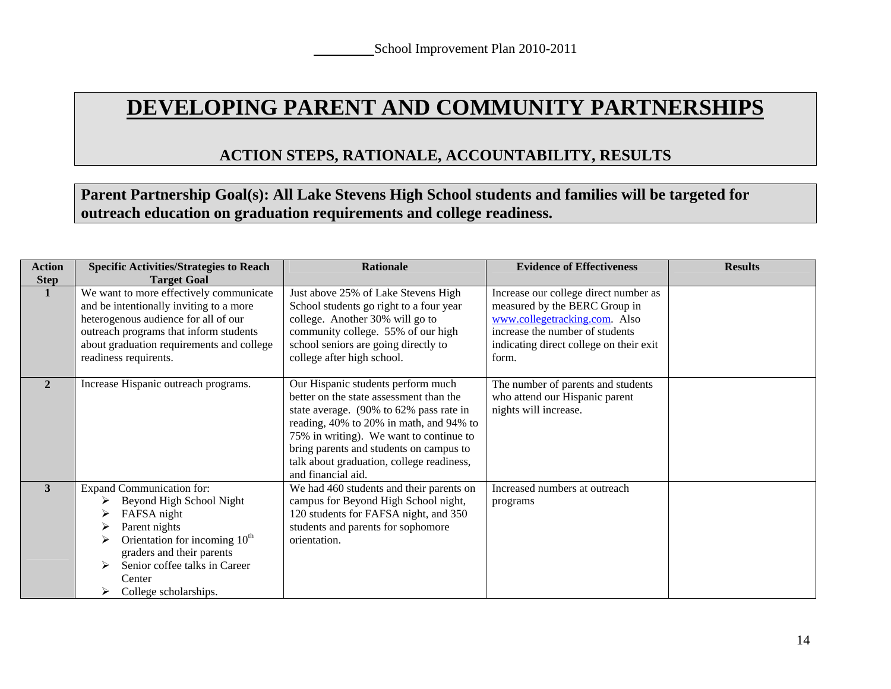# DEVELOPING PARENT AND COMMUNITY PARTNERSHIPS

## ACTION STEPS, RATIONALE, ACCOUNTABILITY, RESULTS

**Parent Partnership Goal(s): All Lake Stevens High School students and families will be targeted for outreach education on graduation requirements and college readiness.**

| Action Step | Specific Activities/Strategies to Reach Target Goal | Rationale | Evidence of Effectiveness | Results |
|---|---|---|---|---|
| **1** | We want to more effectively communicate and be intentionally inviting to a more heterogenous audience for all of our outreach programs that inform students about graduation requirements and college readiness requirents. | Just above 25% of Lake Stevens High School students go right to a four year college. Another 30% will go to community college. 55% of our high school seniors are going directly to college after high school. | Increase our college direct number as measured by the BERC Group in www.collegetracking.com. Also increase the number of students indicating direct college on their exit form. | |
| **2** | Increase Hispanic outreach programs. | Our Hispanic students perform much better on the state assessment than the state average. (90% to 62% pass rate in reading, 40% to 20% in math, and 94% to 75% in writing). We want to continue to bring parents and students on campus to talk about graduation, college readiness, and financial aid. | The number of parents and students who attend our Hispanic parent nights will increase. | |
| **3** | Expand Communication for:<br>➢ Beyond High School Night<br>➢ FAFSA night<br>➢ Parent nights<br>➢ Orientation for incoming 10th graders and their parents<br>➢ Senior coffee talks in Career Center<br>➢ College scholarships. | We had 460 students and their parents on campus for Beyond High School night, 120 students for FAFSA night, and 350 students and parents for sophomore orientation. | Increased numbers at outreach programs | |